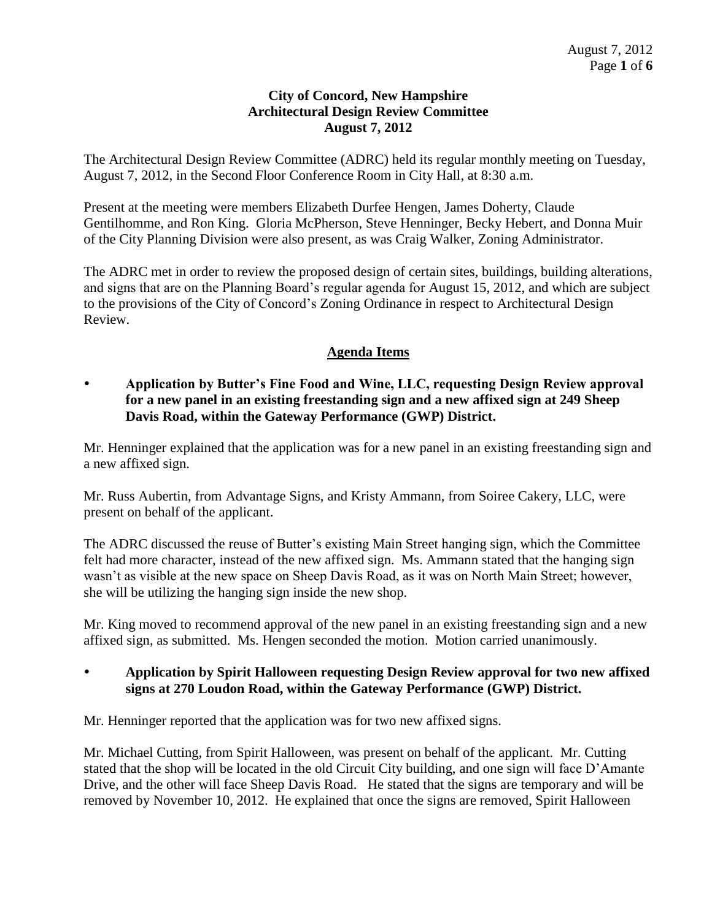**City of Concord, New Hampshire**
**Architectural Design Review Committee**
**August 7, 2012**

The Architectural Design Review Committee (ADRC) held its regular monthly meeting on Tuesday, August 7, 2012, in the Second Floor Conference Room in City Hall, at 8:30 a.m.

Present at the meeting were members Elizabeth Durfee Hengen, James Doherty, Claude Gentilhomme, and Ron King. Gloria McPherson, Steve Henninger, Becky Hebert, and Donna Muir of the City Planning Division were also present, as was Craig Walker, Zoning Administrator.

The ADRC met in order to review the proposed design of certain sites, buildings, building alterations, and signs that are on the Planning Board's regular agenda for August 15, 2012, and which are subject to the provisions of the City of Concord's Zoning Ordinance in respect to Architectural Design Review.

## Agenda Items

- **Application by Butter's Fine Food and Wine, LLC, requesting Design Review approval for a new panel in an existing freestanding sign and a new affixed sign at 249 Sheep Davis Road, within the Gateway Performance (GWP) District.**

Mr. Henninger explained that the application was for a new panel in an existing freestanding sign and a new affixed sign.

Mr. Russ Aubertin, from Advantage Signs, and Kristy Ammann, from Soiree Cakery, LLC, were present on behalf of the applicant.

The ADRC discussed the reuse of Butter's existing Main Street hanging sign, which the Committee felt had more character, instead of the new affixed sign. Ms. Ammann stated that the hanging sign wasn't as visible at the new space on Sheep Davis Road, as it was on North Main Street; however, she will be utilizing the hanging sign inside the new shop.

Mr. King moved to recommend approval of the new panel in an existing freestanding sign and a new affixed sign, as submitted. Ms. Hengen seconded the motion. Motion carried unanimously.

- **Application by Spirit Halloween requesting Design Review approval for two new affixed signs at 270 Loudon Road, within the Gateway Performance (GWP) District.**

Mr. Henninger reported that the application was for two new affixed signs.

Mr. Michael Cutting, from Spirit Halloween, was present on behalf of the applicant. Mr. Cutting stated that the shop will be located in the old Circuit City building, and one sign will face D'Amante Drive, and the other will face Sheep Davis Road. He stated that the signs are temporary and will be removed by November 10, 2012. He explained that once the signs are removed, Spirit Halloween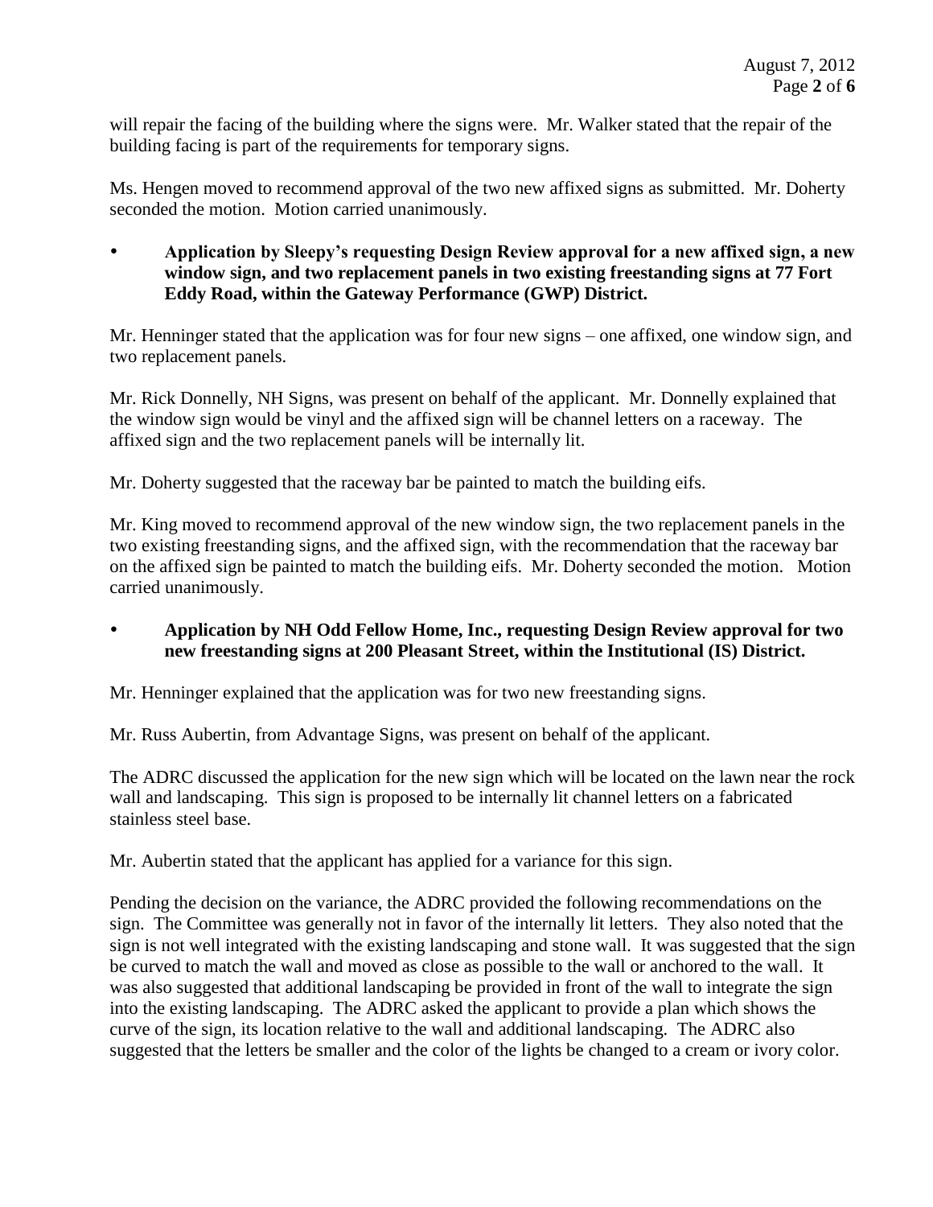will repair the facing of the building where the signs were. Mr. Walker stated that the repair of the building facing is part of the requirements for temporary signs.

Ms. Hengen moved to recommend approval of the two new affixed signs as submitted. Mr. Doherty seconded the motion. Motion carried unanimously.

- **Application by Sleepy's requesting Design Review approval for a new affixed sign, a new window sign, and two replacement panels in two existing freestanding signs at 77 Fort Eddy Road, within the Gateway Performance (GWP) District.**

Mr. Henninger stated that the application was for four new signs – one affixed, one window sign, and two replacement panels.

Mr. Rick Donnelly, NH Signs, was present on behalf of the applicant. Mr. Donnelly explained that the window sign would be vinyl and the affixed sign will be channel letters on a raceway. The affixed sign and the two replacement panels will be internally lit.

Mr. Doherty suggested that the raceway bar be painted to match the building eifs.

Mr. King moved to recommend approval of the new window sign, the two replacement panels in the two existing freestanding signs, and the affixed sign, with the recommendation that the raceway bar on the affixed sign be painted to match the building eifs. Mr. Doherty seconded the motion. Motion carried unanimously.

- **Application by NH Odd Fellow Home, Inc., requesting Design Review approval for two new freestanding signs at 200 Pleasant Street, within the Institutional (IS) District.**

Mr. Henninger explained that the application was for two new freestanding signs.

Mr. Russ Aubertin, from Advantage Signs, was present on behalf of the applicant.

The ADRC discussed the application for the new sign which will be located on the lawn near the rock wall and landscaping. This sign is proposed to be internally lit channel letters on a fabricated stainless steel base.

Mr. Aubertin stated that the applicant has applied for a variance for this sign.

Pending the decision on the variance, the ADRC provided the following recommendations on the sign. The Committee was generally not in favor of the internally lit letters. They also noted that the sign is not well integrated with the existing landscaping and stone wall. It was suggested that the sign be curved to match the wall and moved as close as possible to the wall or anchored to the wall. It was also suggested that additional landscaping be provided in front of the wall to integrate the sign into the existing landscaping. The ADRC asked the applicant to provide a plan which shows the curve of the sign, its location relative to the wall and additional landscaping. The ADRC also suggested that the letters be smaller and the color of the lights be changed to a cream or ivory color.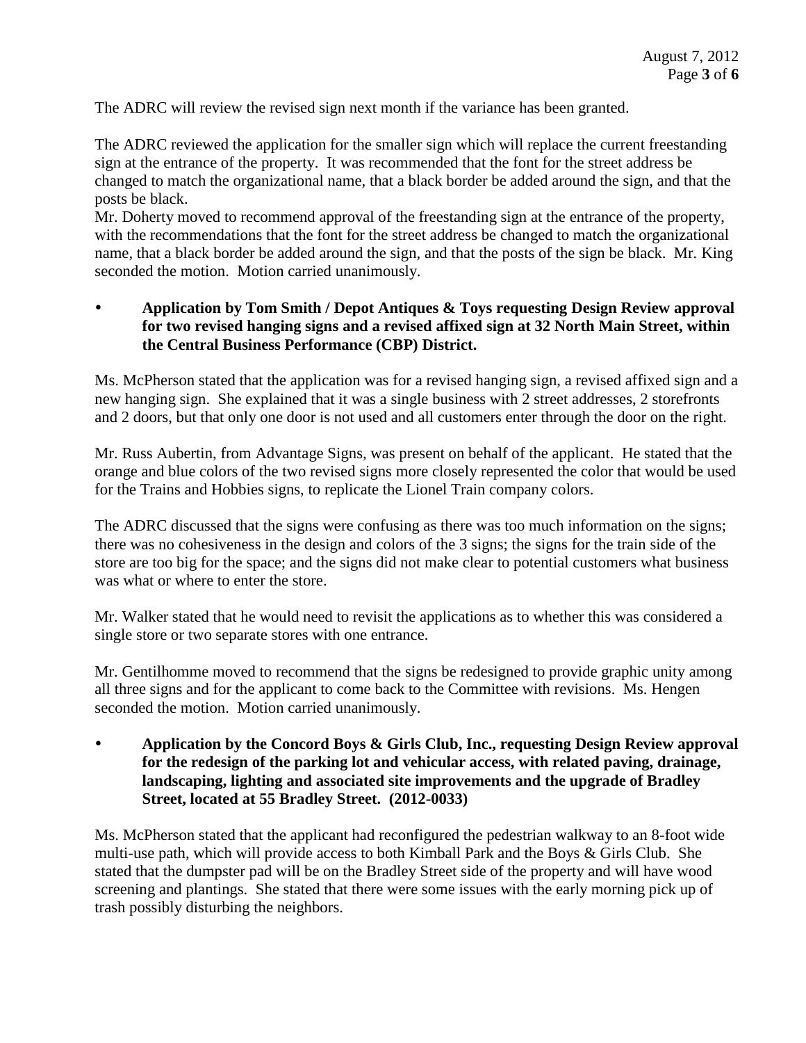The ADRC will review the revised sign next month if the variance has been granted.

The ADRC reviewed the application for the smaller sign which will replace the current freestanding sign at the entrance of the property. It was recommended that the font for the street address be changed to match the organizational name, that a black border be added around the sign, and that the posts be black.
Mr. Doherty moved to recommend approval of the freestanding sign at the entrance of the property, with the recommendations that the font for the street address be changed to match the organizational name, that a black border be added around the sign, and that the posts of the sign be black. Mr. King seconded the motion. Motion carried unanimously.

- **Application by Tom Smith / Depot Antiques & Toys requesting Design Review approval for two revised hanging signs and a revised affixed sign at 32 North Main Street, within the Central Business Performance (CBP) District.**

Ms. McPherson stated that the application was for a revised hanging sign, a revised affixed sign and a new hanging sign. She explained that it was a single business with 2 street addresses, 2 storefronts and 2 doors, but that only one door is not used and all customers enter through the door on the right.

Mr. Russ Aubertin, from Advantage Signs, was present on behalf of the applicant. He stated that the orange and blue colors of the two revised signs more closely represented the color that would be used for the Trains and Hobbies signs, to replicate the Lionel Train company colors.

The ADRC discussed that the signs were confusing as there was too much information on the signs; there was no cohesiveness in the design and colors of the 3 signs; the signs for the train side of the store are too big for the space; and the signs did not make clear to potential customers what business was what or where to enter the store.

Mr. Walker stated that he would need to revisit the applications as to whether this was considered a single store or two separate stores with one entrance.

Mr. Gentilhomme moved to recommend that the signs be redesigned to provide graphic unity among all three signs and for the applicant to come back to the Committee with revisions. Ms. Hengen seconded the motion. Motion carried unanimously.

- **Application by the Concord Boys & Girls Club, Inc., requesting Design Review approval for the redesign of the parking lot and vehicular access, with related paving, drainage, landscaping, lighting and associated site improvements and the upgrade of Bradley Street, located at 55 Bradley Street. (2012-0033)**

Ms. McPherson stated that the applicant had reconfigured the pedestrian walkway to an 8-foot wide multi-use path, which will provide access to both Kimball Park and the Boys & Girls Club. She stated that the dumpster pad will be on the Bradley Street side of the property and will have wood screening and plantings. She stated that there were some issues with the early morning pick up of trash possibly disturbing the neighbors.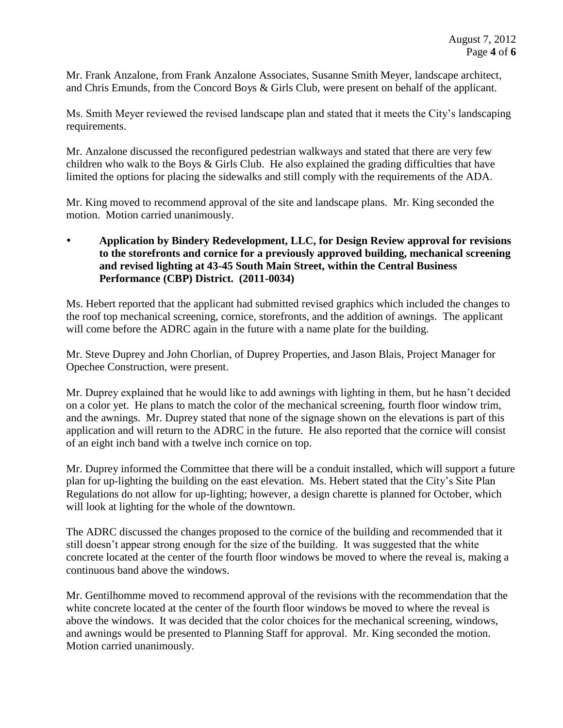Mr. Frank Anzalone, from Frank Anzalone Associates, Susanne Smith Meyer, landscape architect, and Chris Emunds, from the Concord Boys & Girls Club, were present on behalf of the applicant.

Ms. Smith Meyer reviewed the revised landscape plan and stated that it meets the City's landscaping requirements.

Mr. Anzalone discussed the reconfigured pedestrian walkways and stated that there are very few children who walk to the Boys & Girls Club. He also explained the grading difficulties that have limited the options for placing the sidewalks and still comply with the requirements of the ADA.

Mr. King moved to recommend approval of the site and landscape plans. Mr. King seconded the motion. Motion carried unanimously.

- **Application by Bindery Redevelopment, LLC, for Design Review approval for revisions to the storefronts and cornice for a previously approved building, mechanical screening and revised lighting at 43-45 South Main Street, within the Central Business Performance (CBP) District. (2011-0034)**

Ms. Hebert reported that the applicant had submitted revised graphics which included the changes to the roof top mechanical screening, cornice, storefronts, and the addition of awnings. The applicant will come before the ADRC again in the future with a name plate for the building.

Mr. Steve Duprey and John Chorlian, of Duprey Properties, and Jason Blais, Project Manager for Opechee Construction, were present.

Mr. Duprey explained that he would like to add awnings with lighting in them, but he hasn't decided on a color yet. He plans to match the color of the mechanical screening, fourth floor window trim, and the awnings. Mr. Duprey stated that none of the signage shown on the elevations is part of this application and will return to the ADRC in the future. He also reported that the cornice will consist of an eight inch band with a twelve inch cornice on top.

Mr. Duprey informed the Committee that there will be a conduit installed, which will support a future plan for up-lighting the building on the east elevation. Ms. Hebert stated that the City's Site Plan Regulations do not allow for up-lighting; however, a design charette is planned for October, which will look at lighting for the whole of the downtown.

The ADRC discussed the changes proposed to the cornice of the building and recommended that it still doesn't appear strong enough for the size of the building. It was suggested that the white concrete located at the center of the fourth floor windows be moved to where the reveal is, making a continuous band above the windows.

Mr. Gentilhomme moved to recommend approval of the revisions with the recommendation that the white concrete located at the center of the fourth floor windows be moved to where the reveal is above the windows. It was decided that the color choices for the mechanical screening, windows, and awnings would be presented to Planning Staff for approval. Mr. King seconded the motion. Motion carried unanimously.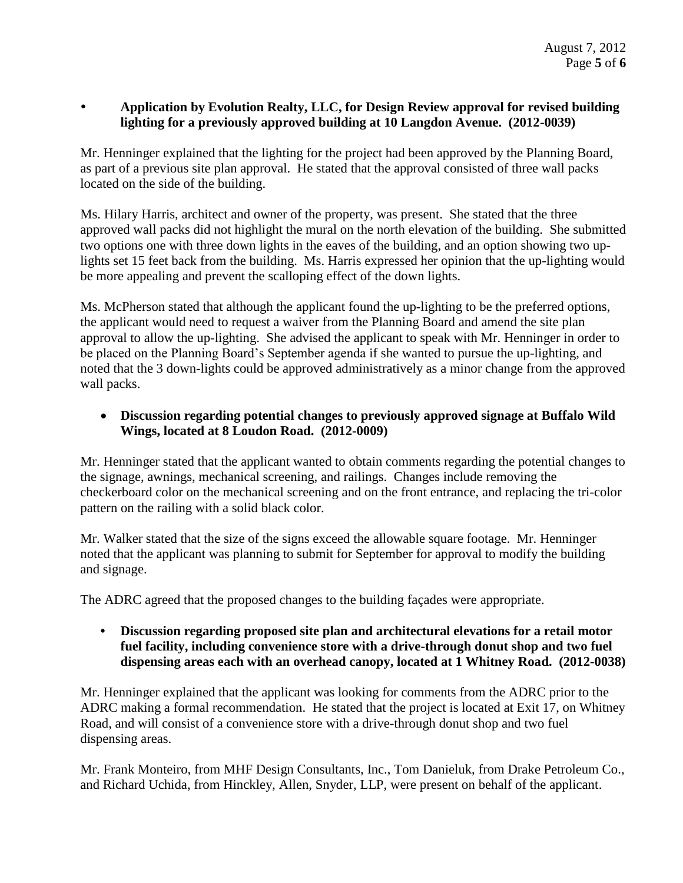- **Application by Evolution Realty, LLC, for Design Review approval for revised building lighting for a previously approved building at 10 Langdon Avenue. (2012-0039)**

Mr. Henninger explained that the lighting for the project had been approved by the Planning Board, as part of a previous site plan approval. He stated that the approval consisted of three wall packs located on the side of the building.

Ms. Hilary Harris, architect and owner of the property, was present. She stated that the three approved wall packs did not highlight the mural on the north elevation of the building. She submitted two options one with three down lights in the eaves of the building, and an option showing two up-lights set 15 feet back from the building. Ms. Harris expressed her opinion that the up-lighting would be more appealing and prevent the scalloping effect of the down lights.

Ms. McPherson stated that although the applicant found the up-lighting to be the preferred options, the applicant would need to request a waiver from the Planning Board and amend the site plan approval to allow the up-lighting. She advised the applicant to speak with Mr. Henninger in order to be placed on the Planning Board's September agenda if she wanted to pursue the up-lighting, and noted that the 3 down-lights could be approved administratively as a minor change from the approved wall packs.

- **Discussion regarding potential changes to previously approved signage at Buffalo Wild Wings, located at 8 Loudon Road. (2012-0009)**

Mr. Henninger stated that the applicant wanted to obtain comments regarding the potential changes to the signage, awnings, mechanical screening, and railings. Changes include removing the checkerboard color on the mechanical screening and on the front entrance, and replacing the tri-color pattern on the railing with a solid black color.

Mr. Walker stated that the size of the signs exceed the allowable square footage. Mr. Henninger noted that the applicant was planning to submit for September for approval to modify the building and signage.

The ADRC agreed that the proposed changes to the building façades were appropriate.

- **Discussion regarding proposed site plan and architectural elevations for a retail motor fuel facility, including convenience store with a drive-through donut shop and two fuel dispensing areas each with an overhead canopy, located at 1 Whitney Road. (2012-0038)**

Mr. Henninger explained that the applicant was looking for comments from the ADRC prior to the ADRC making a formal recommendation. He stated that the project is located at Exit 17, on Whitney Road, and will consist of a convenience store with a drive-through donut shop and two fuel dispensing areas.

Mr. Frank Monteiro, from MHF Design Consultants, Inc., Tom Danieluk, from Drake Petroleum Co., and Richard Uchida, from Hinckley, Allen, Snyder, LLP, were present on behalf of the applicant.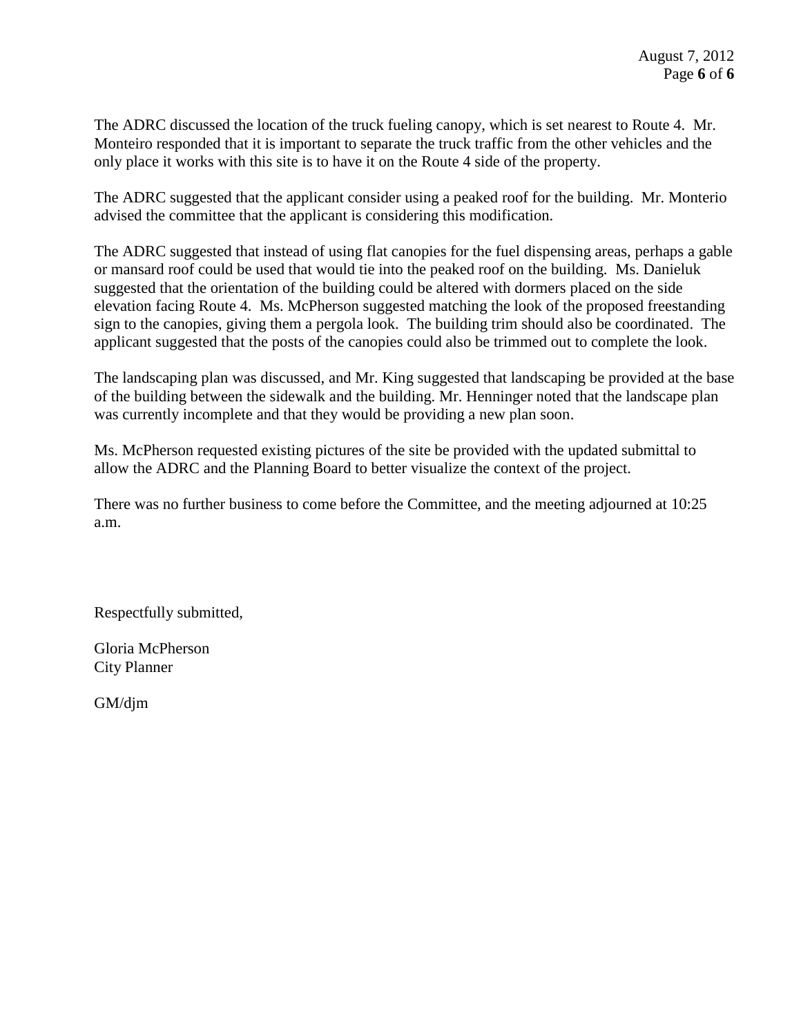The ADRC discussed the location of the truck fueling canopy, which is set nearest to Route 4. Mr. Monteiro responded that it is important to separate the truck traffic from the other vehicles and the only place it works with this site is to have it on the Route 4 side of the property.

The ADRC suggested that the applicant consider using a peaked roof for the building. Mr. Monterio advised the committee that the applicant is considering this modification.

The ADRC suggested that instead of using flat canopies for the fuel dispensing areas, perhaps a gable or mansard roof could be used that would tie into the peaked roof on the building. Ms. Danieluk suggested that the orientation of the building could be altered with dormers placed on the side elevation facing Route 4. Ms. McPherson suggested matching the look of the proposed freestanding sign to the canopies, giving them a pergola look. The building trim should also be coordinated. The applicant suggested that the posts of the canopies could also be trimmed out to complete the look.

The landscaping plan was discussed, and Mr. King suggested that landscaping be provided at the base of the building between the sidewalk and the building. Mr. Henninger noted that the landscape plan was currently incomplete and that they would be providing a new plan soon.

Ms. McPherson requested existing pictures of the site be provided with the updated submittal to allow the ADRC and the Planning Board to better visualize the context of the project.

There was no further business to come before the Committee, and the meeting adjourned at 10:25 a.m.

Respectfully submitted,

Gloria McPherson
City Planner

GM/djm